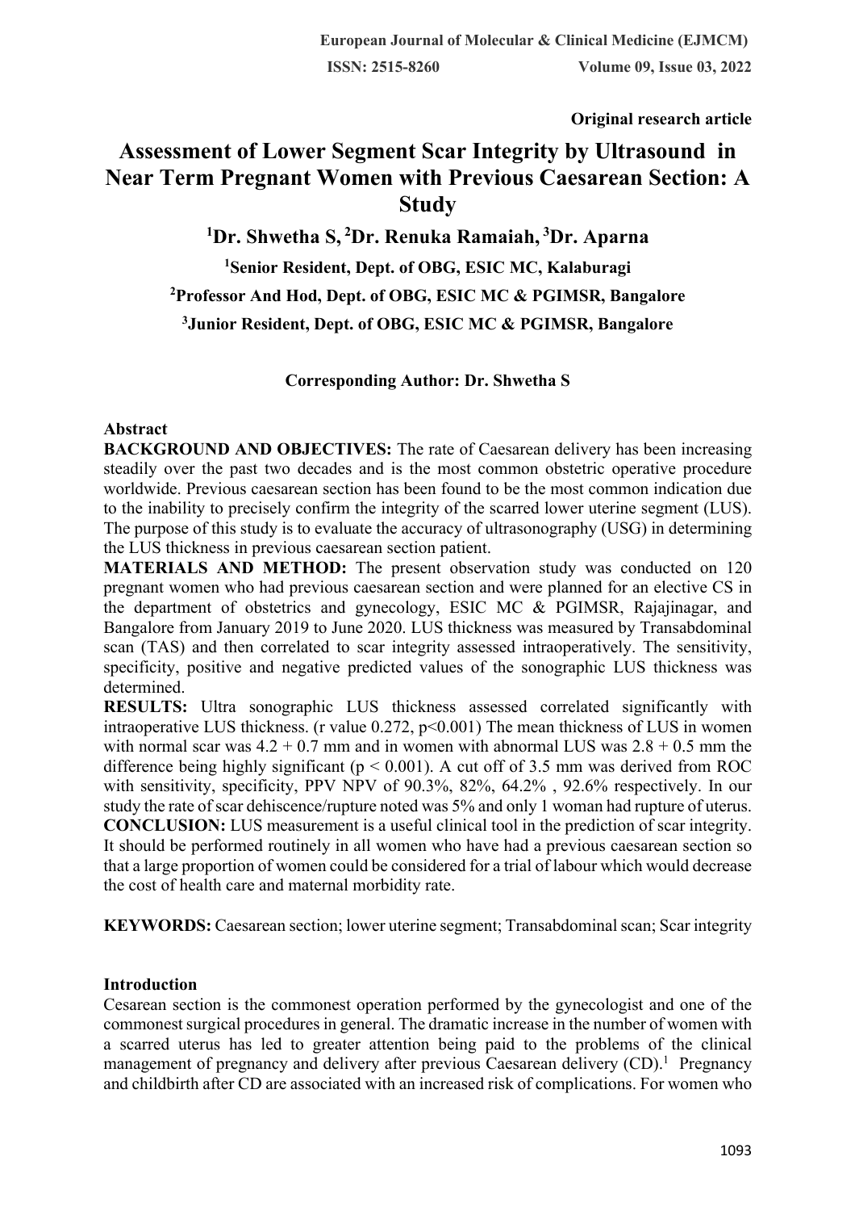**Original research article**

# Assessment of Lower Segment Scar Integrity by Ultrasound in Near Term Pregnant Women with Previous Caesarean Section: A Study

**[1]Dr. Shwetha S, [2]Dr. Renuka Ramaiah, [3]Dr. Aparna**

**[1]Senior Resident, Dept. of OBG, ESIC MC, Kalaburagi**

**[2]Professor And Hod, Dept. of OBG, ESIC MC & PGIMSR, Bangalore**

**[3]Junior Resident, Dept. of OBG, ESIC MC & PGIMSR, Bangalore**

**Corresponding Author: Dr. Shwetha S**

## Abstract

**BACKGROUND AND OBJECTIVES:** The rate of Caesarean delivery has been increasing steadily over the past two decades and is the most common obstetric operative procedure worldwide. Previous caesarean section has been found to be the most common indication due to the inability to precisely confirm the integrity of the scarred lower uterine segment (LUS). The purpose of this study is to evaluate the accuracy of ultrasonography (USG) in determining the LUS thickness in previous caesarean section patient.

**MATERIALS AND METHOD:** The present observation study was conducted on 120 pregnant women who had previous caesarean section and were planned for an elective CS in the department of obstetrics and gynecology, ESIC MC & PGIMSR, Rajajinagar, and Bangalore from January 2019 to June 2020. LUS thickness was measured by Transabdominal scan (TAS) and then correlated to scar integrity assessed intraoperatively. The sensitivity, specificity, positive and negative predicted values of the sonographic LUS thickness was determined.

**RESULTS:** Ultra sonographic LUS thickness assessed correlated significantly with intraoperative LUS thickness. (r value 0.272, $p<0.001$) The mean thickness of LUS in women with normal scar was 4.2 + 0.7 mm and in women with abnormal LUS was 2.8 + 0.5 mm the difference being highly significant ($p < 0.001$). A cut off of 3.5 mm was derived from ROC with sensitivity, specificity, PPV NPV of 90.3%, 82%, 64.2% , 92.6% respectively. In our study the rate of scar dehiscence/rupture noted was 5% and only 1 woman had rupture of uterus.

**CONCLUSION:** LUS measurement is a useful clinical tool in the prediction of scar integrity. It should be performed routinely in all women who have had a previous caesarean section so that a large proportion of women could be considered for a trial of labour which would decrease the cost of health care and maternal morbidity rate.

**KEYWORDS:** Caesarean section; lower uterine segment; Transabdominal scan; Scar integrity

## Introduction

Cesarean section is the commonest operation performed by the gynecologist and one of the commonest surgical procedures in general. The dramatic increase in the number of women with a scarred uterus has led to greater attention being paid to the problems of the clinical management of pregnancy and delivery after previous Caesarean delivery (CD).[1] Pregnancy and childbirth after CD are associated with an increased risk of complications. For women who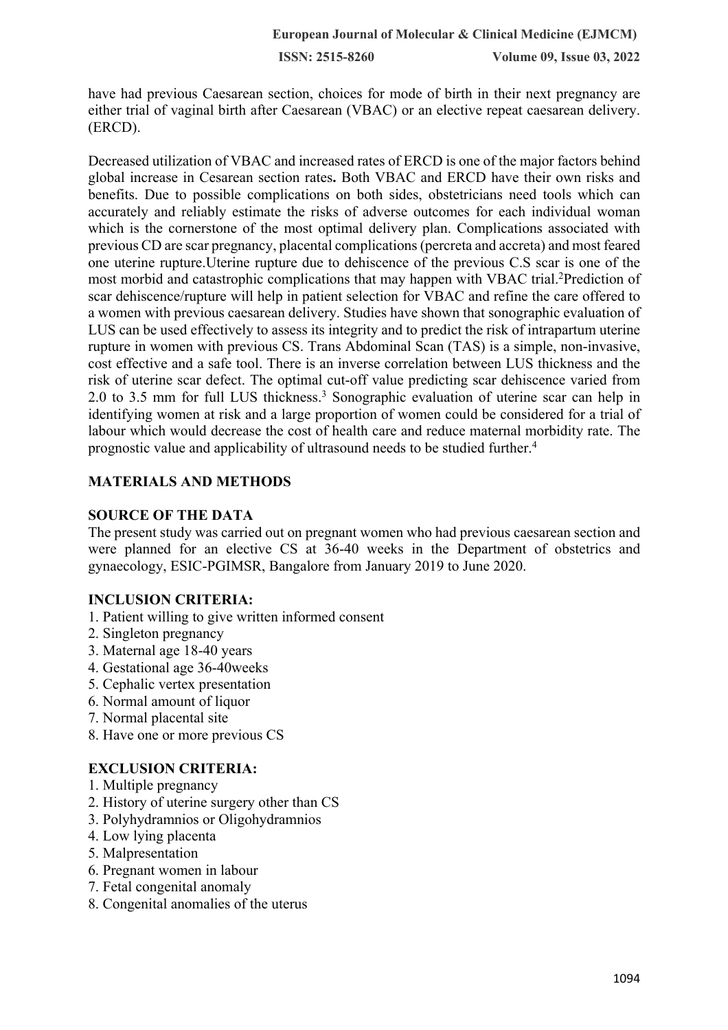have had previous Caesarean section, choices for mode of birth in their next pregnancy are either trial of vaginal birth after Caesarean (VBAC) or an elective repeat caesarean delivery. (ERCD).

Decreased utilization of VBAC and increased rates of ERCD is one of the major factors behind global increase in Cesarean section rates**.** Both VBAC and ERCD have their own risks and benefits. Due to possible complications on both sides, obstetricians need tools which can accurately and reliably estimate the risks of adverse outcomes for each individual woman which is the cornerstone of the most optimal delivery plan. Complications associated with previous CD are scar pregnancy, placental complications (percreta and accreta) and most feared one uterine rupture.Uterine rupture due to dehiscence of the previous C.S scar is one of the most morbid and catastrophic complications that may happen with VBAC trial.[2]Prediction of scar dehiscence/rupture will help in patient selection for VBAC and refine the care offered to a women with previous caesarean delivery. Studies have shown that sonographic evaluation of LUS can be used effectively to assess its integrity and to predict the risk of intrapartum uterine rupture in women with previous CS. Trans Abdominal Scan (TAS) is a simple, non-invasive, cost effective and a safe tool. There is an inverse correlation between LUS thickness and the risk of uterine scar defect. The optimal cut-off value predicting scar dehiscence varied from 2.0 to 3.5 mm for full LUS thickness.[3] Sonographic evaluation of uterine scar can help in identifying women at risk and a large proportion of women could be considered for a trial of labour which would decrease the cost of health care and reduce maternal morbidity rate. The prognostic value and applicability of ultrasound needs to be studied further.[4]

## MATERIALS AND METHODS

### SOURCE OF THE DATA

The present study was carried out on pregnant women who had previous caesarean section and were planned for an elective CS at 36-40 weeks in the Department of obstetrics and gynaecology, ESIC-PGIMSR, Bangalore from January 2019 to June 2020.

### INCLUSION CRITERIA:

1. Patient willing to give written informed consent
2. Singleton pregnancy
3. Maternal age 18-40 years
4. Gestational age 36-40weeks
5. Cephalic vertex presentation
6. Normal amount of liquor
7. Normal placental site
8. Have one or more previous CS

### EXCLUSION CRITERIA:

1. Multiple pregnancy
2. History of uterine surgery other than CS
3. Polyhydramnios or Oligohydramnios
4. Low lying placenta
5. Malpresentation
6. Pregnant women in labour
7. Fetal congenital anomaly
8. Congenital anomalies of the uterus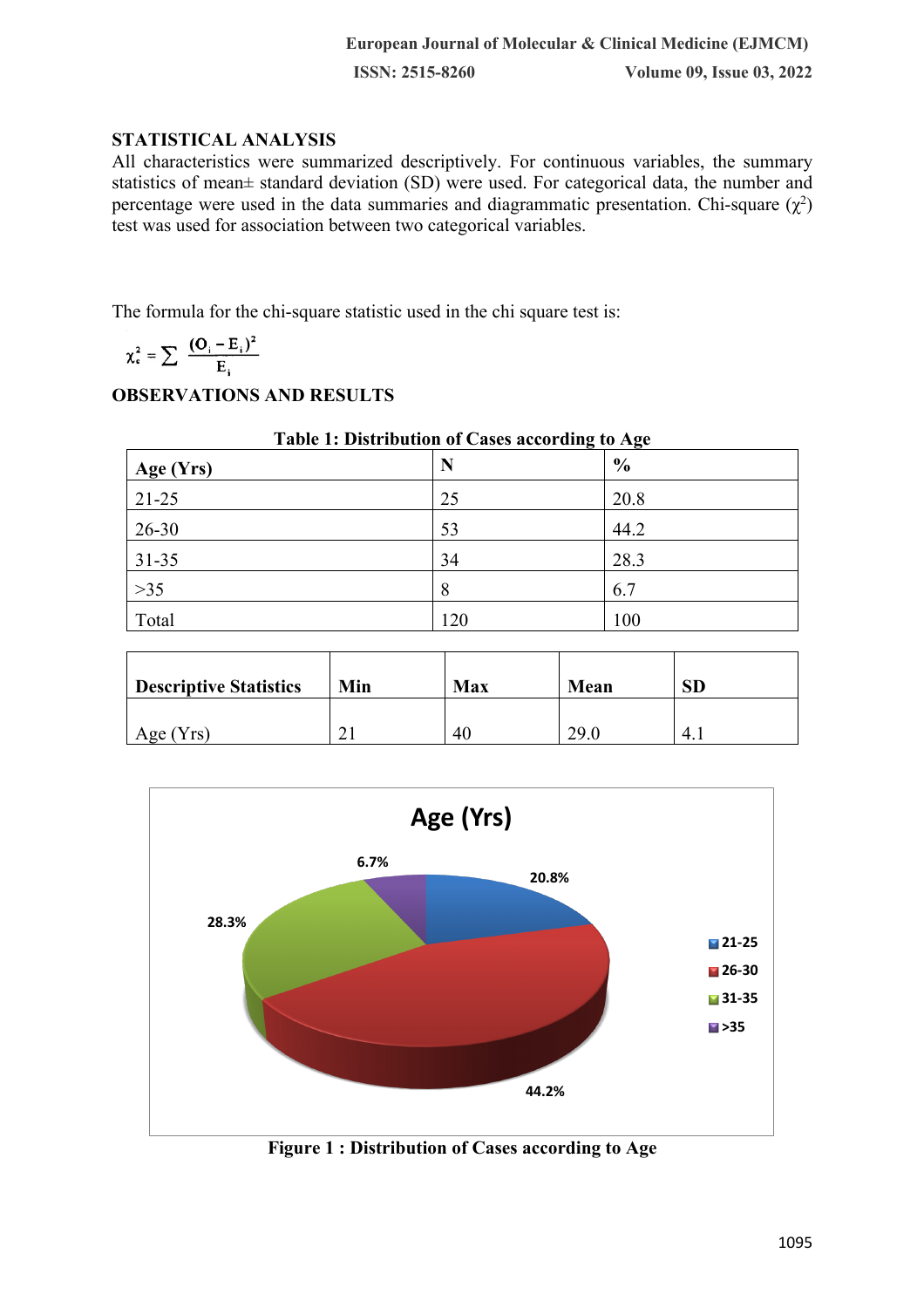## STATISTICAL ANALYSIS

All characteristics were summarized descriptively. For continuous variables, the summary statistics of mean± standard deviation (SD) were used. For categorical data, the number and percentage were used in the data summaries and diagrammatic presentation. Chi-square ($\chi^2$) test was used for association between two categorical variables.

The formula for the chi-square statistic used in the chi square test is:

$$\chi_c^2 = \sum \frac{(O_i - E_i)^2}{E_i}$$

## OBSERVATIONS AND RESULTS

**Table 1: Distribution of Cases according to Age**

| Age (Yrs) | N | % |
|---|---|---|
| 21-25 | 25 | 20.8 |
| 26-30 | 53 | 44.2 |
| 31-35 | 34 | 28.3 |
| >35 | 8 | 6.7 |
| Total | 120 | 100 |

| Descriptive Statistics | Min | Max | Mean | SD |
|---|---|---|---|---|
| Age (Yrs) | 21 | 40 | 29.0 | 4.1 |

**Figure 1 : Distribution of Cases according to Age**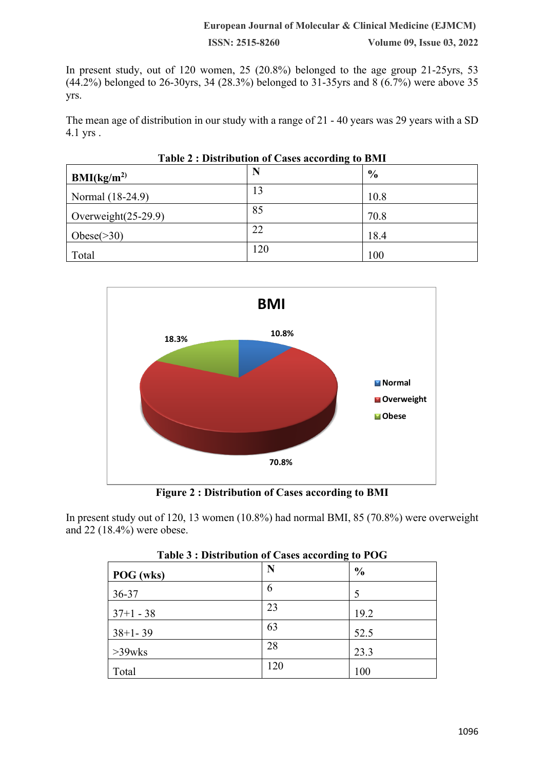In present study, out of 120 women, 25 (20.8%) belonged to the age group 21-25yrs, 53 (44.2%) belonged to 26-30yrs, 34 (28.3%) belonged to 31-35yrs and 8 (6.7%) were above 35 yrs.

The mean age of distribution in our study with a range of 21 - 40 years was 29 years with a SD 4.1 yrs .

**Table 2 : Distribution of Cases according to BMI**

| BMI(kg/m$^{2)}$ | N | % |
|---|---|---|
| Normal (18-24.9) | 13 | 10.8 |
| Overweight(25-29.9) | 85 | 70.8 |
| Obese(>30) | 22 | 18.4 |
| Total | 120 | 100 |

**Figure 2 : Distribution of Cases according to BMI**

In present study out of 120, 13 women (10.8%) had normal BMI, 85 (70.8%) were overweight and 22 (18.4%) were obese.

**Table 3 : Distribution of Cases according to POG**

| POG (wks) | N | % |
|---|---|---|
| 36-37 | 6 | 5 |
| 37+1 - 38 | 23 | 19.2 |
| 38+1- 39 | 63 | 52.5 |
| >39wks | 28 | 23.3 |
| Total | 120 | 100 |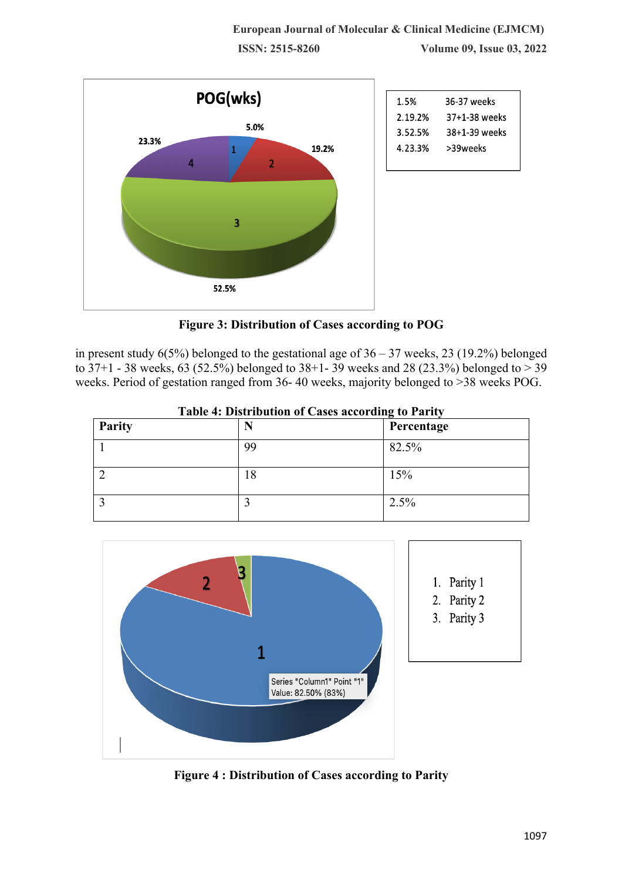1.5% 36-37 weeks
2.19.2% 37+1-38 weeks
3.52.5% 38+1-39 weeks
4.23.3% >39weeks

**Figure 3: Distribution of Cases according to POG**

in present study 6(5%) belonged to the gestational age of 36 – 37 weeks, 23 (19.2%) belonged to 37+1 - 38 weeks, 63 (52.5%) belonged to 38+1- 39 weeks and 28 (23.3%) belonged to > 39 weeks. Period of gestation ranged from 36- 40 weeks, majority belonged to >38 weeks POG.

**Table 4: Distribution of Cases according to Parity**

| Parity | N | Percentage |
|---|---|---|
| 1 | 99 | 82.5% |
| 2 | 18 | 15% |
| 3 | 3 | 2.5% |

1. Parity 1
2. Parity 2
3. Parity 3

**Figure 4 : Distribution of Cases according to Parity**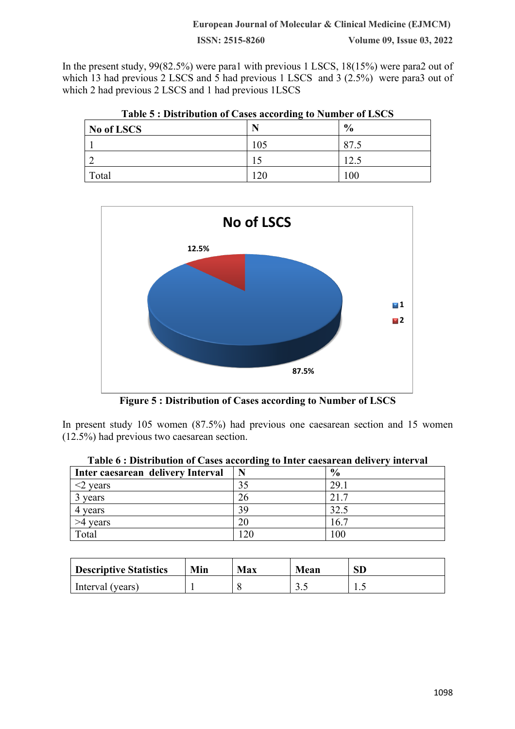In the present study, 99(82.5%) were para1 with previous 1 LSCS, 18(15%) were para2 out of which 13 had previous 2 LSCS and 5 had previous 1 LSCS and 3 (2.5%) were para3 out of which 2 had previous 2 LSCS and 1 had previous 1LSCS

**Table 5 : Distribution of Cases according to Number of LSCS**

| No of LSCS | N | % |
|---|---|---|
| 1 | 105 | 87.5 |
| 2 | 15 | 12.5 |
| Total | 120 | 100 |

**Figure 5 : Distribution of Cases according to Number of LSCS**

In present study 105 women (87.5%) had previous one caesarean section and 15 women (12.5%) had previous two caesarean section.

**Table 6 : Distribution of Cases according to Inter caesarean delivery interval**

| Inter caesarean delivery Interval | N | % |
|---|---|---|
| <2 years | 35 | 29.1 |
| 3 years | 26 | 21.7 |
| 4 years | 39 | 32.5 |
| >4 years | 20 | 16.7 |
| Total | 120 | 100 |

| Descriptive Statistics | Min | Max | Mean | SD |
|---|---|---|---|---|
| Interval (years) | 1 | 8 | 3.5 | 1.5 |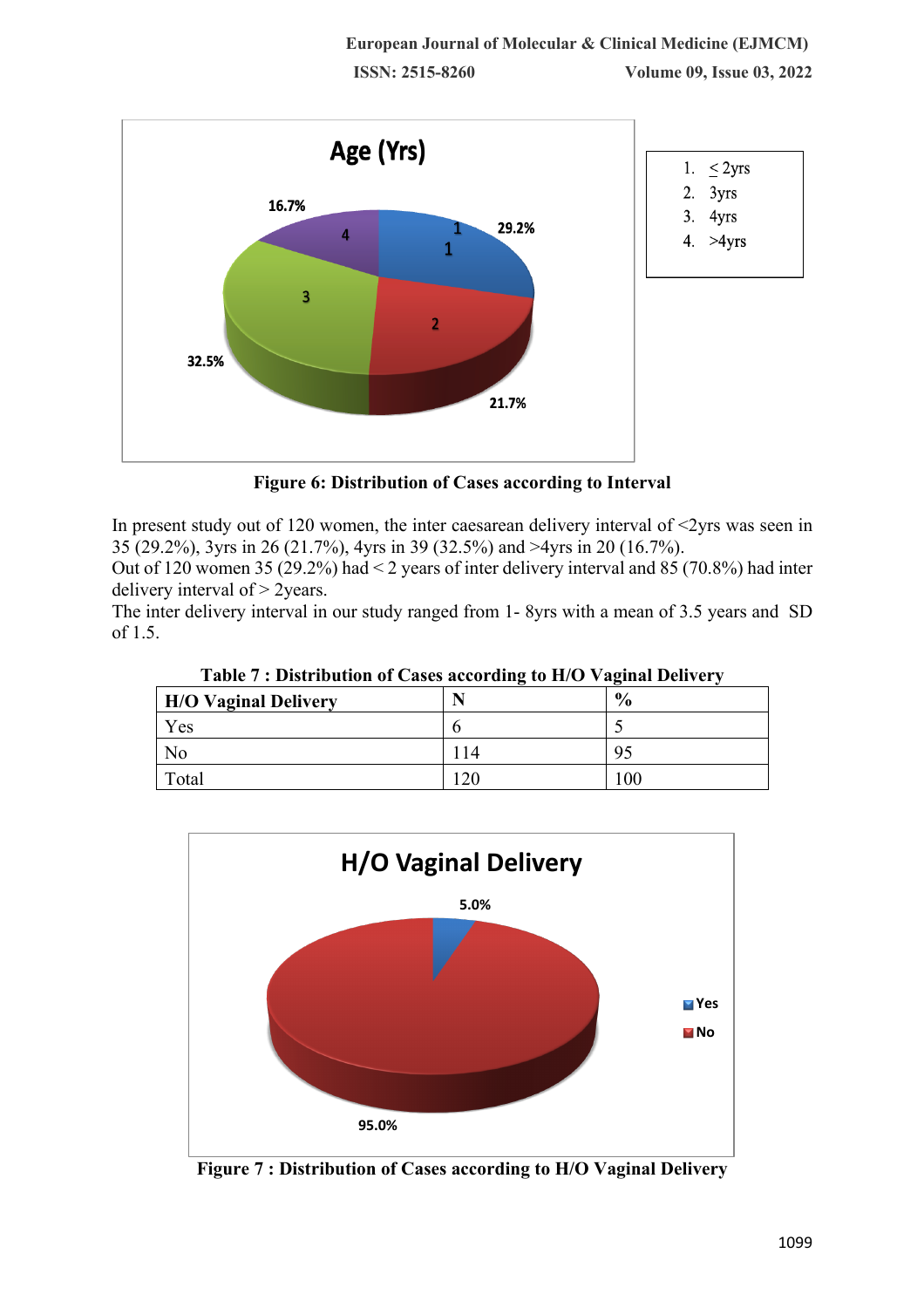Figure 6: Distribution of Cases according to Interval

In present study out of 120 women, the inter caesarean delivery interval of <2yrs was seen in 35 (29.2%), 3yrs in 26 (21.7%), 4yrs in 39 (32.5%) and >4yrs in 20 (16.7%).

Out of 120 women 35 (29.2%) had < 2 years of inter delivery interval and 85 (70.8%) had inter delivery interval of > 2years.

The inter delivery interval in our study ranged from 1- 8yrs with a mean of 3.5 years and SD of 1.5.

**Table 7 : Distribution of Cases according to H/O Vaginal Delivery**

| H/O Vaginal Delivery | N | % |
|---|---|---|
| Yes | 6 | 5 |
| No | 114 | 95 |
| Total | 120 | 100 |

Figure 7 : Distribution of Cases according to H/O Vaginal Delivery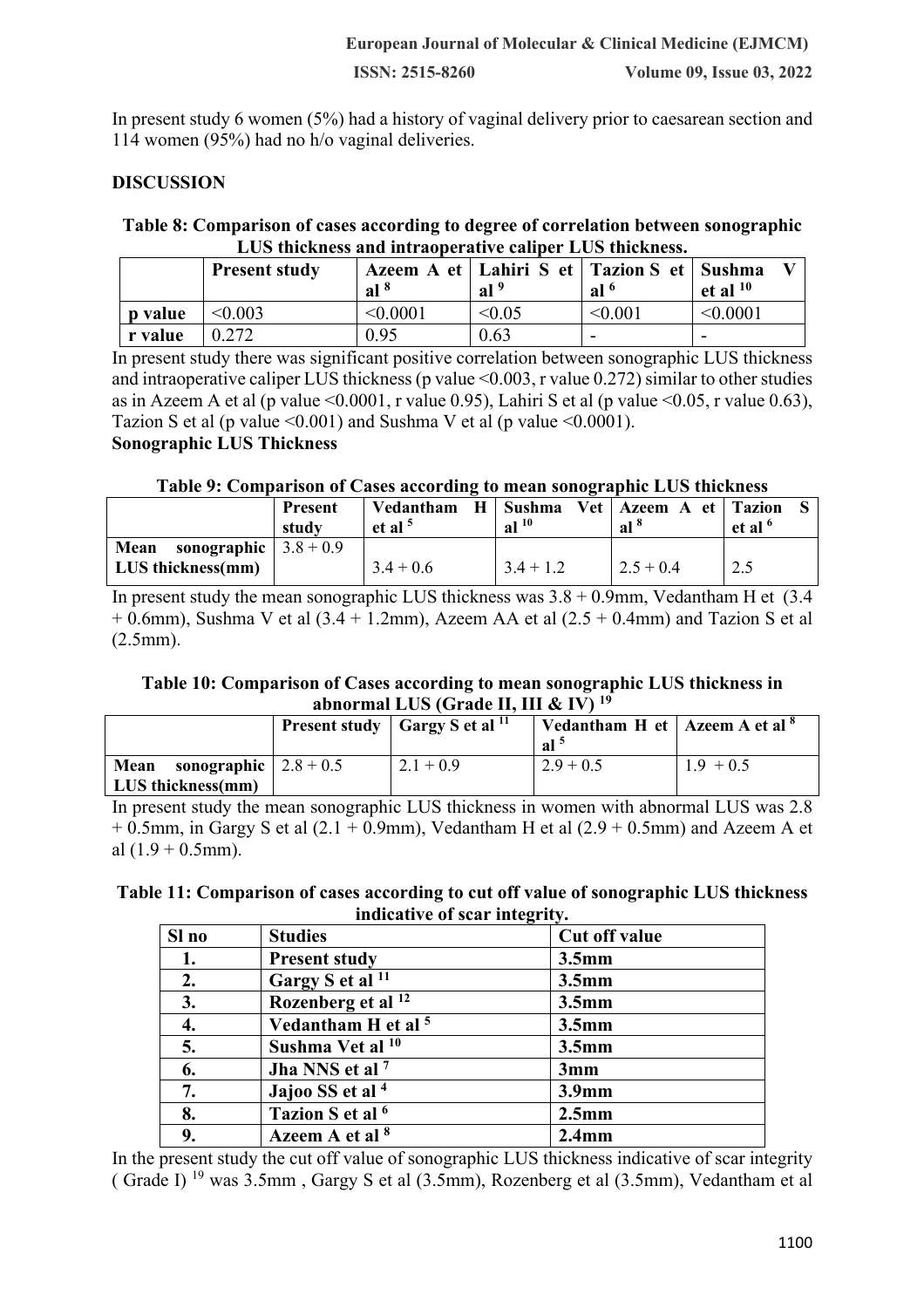In present study 6 women (5%) had a history of vaginal delivery prior to caesarean section and 114 women (95%) had no h/o vaginal deliveries.

## DISCUSSION

**Table 8: Comparison of cases according to degree of correlation between sonographic LUS thickness and intraoperative caliper LUS thickness.**

| | Present study | Azeem A et al [8] | Lahiri S et al [9] | Tazion S et al [6] | Sushma V et al [10] |
|---|---|---|---|---|---|
| **p value** | <0.003 | <0.0001 | <0.05 | <0.001 | <0.0001 |
| **r value** | 0.272 | 0.95 | 0.63 | - | - |

In present study there was significant positive correlation between sonographic LUS thickness and intraoperative caliper LUS thickness (p value <0.003, r value 0.272) similar to other studies as in Azeem A et al (p value <0.0001, r value 0.95), Lahiri S et al (p value <0.05, r value 0.63), Tazion S et al (p value <0.001) and Sushma V et al (p value <0.0001).

**Sonographic LUS Thickness**

**Table 9: Comparison of Cases according to mean sonographic LUS thickness**

| | Present study | Vedantham H et al [5] | Sushma Vet al [10] | Azeem A et al [8] | Tazion S et al [6] |
|---|---|---|---|---|---|
| **Mean sonographic LUS thickness(mm)** | 3.8 + 0.9 | 3.4 + 0.6 | 3.4 + 1.2 | 2.5 + 0.4 | 2.5 |

In present study the mean sonographic LUS thickness was 3.8 + 0.9mm, Vedantham H et (3.4 + 0.6mm), Sushma V et al (3.4 + 1.2mm), Azeem AA et al (2.5 + 0.4mm) and Tazion S et al (2.5mm).

**Table 10: Comparison of Cases according to mean sonographic LUS thickness in abnormal LUS (Grade II, III & IV) [19]**

| | Present study | Gargy S et al [11] | Vedantham H et al [5] | Azeem A et al [8] |
|---|---|---|---|---|
| **Mean sonographic LUS thickness(mm)** | 2.8 + 0.5 | 2.1 + 0.9 | 2.9 + 0.5 | 1.9 + 0.5 |

In present study the mean sonographic LUS thickness in women with abnormal LUS was 2.8 + 0.5mm, in Gargy S et al (2.1 + 0.9mm), Vedantham H et al (2.9 + 0.5mm) and Azeem A et al (1.9 + 0.5mm).

**Table 11: Comparison of cases according to cut off value of sonographic LUS thickness indicative of scar integrity.**

| Sl no | Studies | Cut off value |
|---|---|---|
| **1.** | **Present study** | **3.5mm** |
| **2.** | **Gargy S et al [11]** | **3.5mm** |
| **3.** | **Rozenberg et al [12]** | **3.5mm** |
| **4.** | **Vedantham H et al [5]** | **3.5mm** |
| **5.** | **Sushma Vet al [10]** | **3.5mm** |
| **6.** | **Jha NNS et al [7]** | **3mm** |
| **7.** | **Jajoo SS et al [4]** | **3.9mm** |
| **8.** | **Tazion S et al [6]** | **2.5mm** |
| **9.** | **Azeem A et al [8]** | **2.4mm** |

In the present study the cut off value of sonographic LUS thickness indicative of scar integrity ( Grade I) [19] was 3.5mm , Gargy S et al (3.5mm), Rozenberg et al (3.5mm), Vedantham et al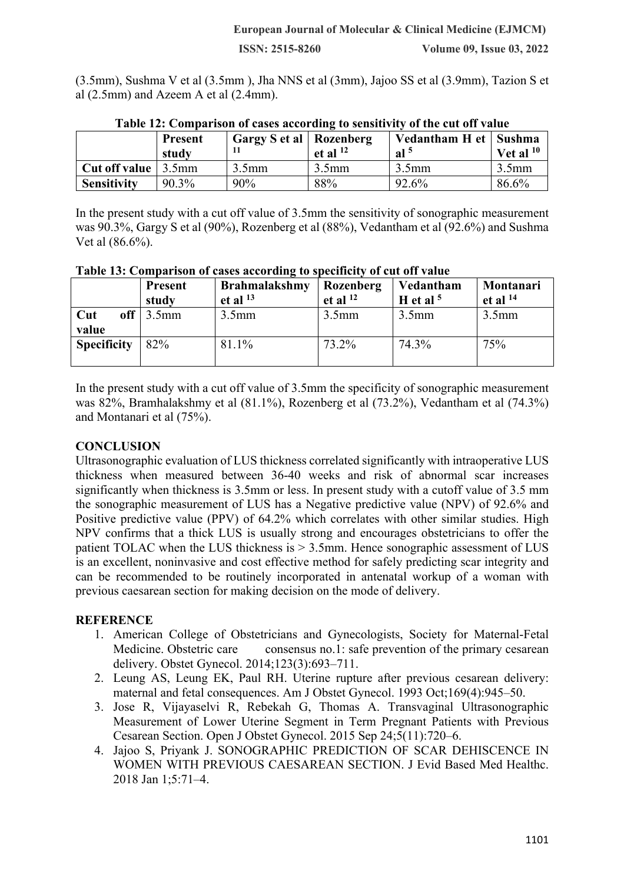(3.5mm), Sushma V et al (3.5mm ), Jha NNS et al (3mm), Jajoo SS et al (3.9mm), Tazion S et al (2.5mm) and Azeem A et al (2.4mm).

**Table 12: Comparison of cases according to sensitivity of the cut off value**

| | Present study | Gargy S et al [11] | Rozenberg et al [12] | Vedantham H et al [5] | Sushma Vet al [10] |
|---|---|---|---|---|---|
| **Cut off value** | 3.5mm | 3.5mm | 3.5mm | 3.5mm | 3.5mm |
| **Sensitivity** | 90.3% | 90% | 88% | 92.6% | 86.6% |

In the present study with a cut off value of 3.5mm the sensitivity of sonographic measurement was 90.3%, Gargy S et al (90%), Rozenberg et al (88%), Vedantham et al (92.6%) and Sushma Vet al (86.6%).

**Table 13: Comparison of cases according to specificity of cut off value**

| | Present study | Brahmalakshmy et al [13] | Rozenberg et al [12] | Vedantham H et al [5] | Montanari et al [14] |
|---|---|---|---|---|---|
| **Cut off value** | 3.5mm | 3.5mm | 3.5mm | 3.5mm | 3.5mm |
| **Specificity** | 82% | 81.1% | 73.2% | 74.3% | 75% |

In the present study with a cut off value of 3.5mm the specificity of sonographic measurement was 82%, Bramhalakshmy et al (81.1%), Rozenberg et al (73.2%), Vedantham et al (74.3%) and Montanari et al (75%).

## CONCLUSION

Ultrasonographic evaluation of LUS thickness correlated significantly with intraoperative LUS thickness when measured between 36-40 weeks and risk of abnormal scar increases significantly when thickness is 3.5mm or less. In present study with a cutoff value of 3.5 mm the sonographic measurement of LUS has a Negative predictive value (NPV) of 92.6% and Positive predictive value (PPV) of 64.2% which correlates with other similar studies. High NPV confirms that a thick LUS is usually strong and encourages obstetricians to offer the patient TOLAC when the LUS thickness is > 3.5mm. Hence sonographic assessment of LUS is an excellent, noninvasive and cost effective method for safely predicting scar integrity and can be recommended to be routinely incorporated in antenatal workup of a woman with previous caesarean section for making decision on the mode of delivery.

## REFERENCE

1. American College of Obstetricians and Gynecologists, Society for Maternal-Fetal Medicine. Obstetric care consensus no.1: safe prevention of the primary cesarean delivery. Obstet Gynecol. 2014;123(3):693–711.
2. Leung AS, Leung EK, Paul RH. Uterine rupture after previous cesarean delivery: maternal and fetal consequences. Am J Obstet Gynecol. 1993 Oct;169(4):945–50.
3. Jose R, Vijayaselvi R, Rebekah G, Thomas A. Transvaginal Ultrasonographic Measurement of Lower Uterine Segment in Term Pregnant Patients with Previous Cesarean Section. Open J Obstet Gynecol. 2015 Sep 24;5(11):720–6.
4. Jajoo S, Priyank J. SONOGRAPHIC PREDICTION OF SCAR DEHISCENCE IN WOMEN WITH PREVIOUS CAESAREAN SECTION. J Evid Based Med Healthc. 2018 Jan 1;5:71–4.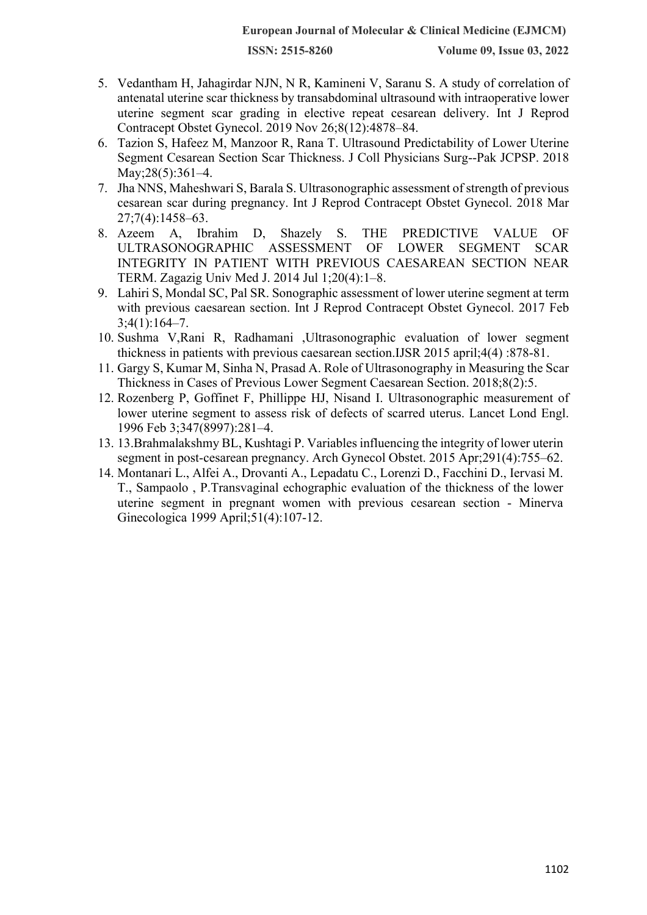5. Vedantham H, Jahagirdar NJN, N R, Kamineni V, Saranu S. A study of correlation of antenatal uterine scar thickness by transabdominal ultrasound with intraoperative lower uterine segment scar grading in elective repeat cesarean delivery. Int J Reprod Contracept Obstet Gynecol. 2019 Nov 26;8(12):4878–84.
6. Tazion S, Hafeez M, Manzoor R, Rana T. Ultrasound Predictability of Lower Uterine Segment Cesarean Section Scar Thickness. J Coll Physicians Surg--Pak JCPSP. 2018 May;28(5):361–4.
7. Jha NNS, Maheshwari S, Barala S. Ultrasonographic assessment of strength of previous cesarean scar during pregnancy. Int J Reprod Contracept Obstet Gynecol. 2018 Mar 27;7(4):1458–63.
8. Azeem A, Ibrahim D, Shazely S. THE PREDICTIVE VALUE OF ULTRASONOGRAPHIC ASSESSMENT OF LOWER SEGMENT SCAR INTEGRITY IN PATIENT WITH PREVIOUS CAESAREAN SECTION NEAR TERM. Zagazig Univ Med J. 2014 Jul 1;20(4):1–8.
9. Lahiri S, Mondal SC, Pal SR. Sonographic assessment of lower uterine segment at term with previous caesarean section. Int J Reprod Contracept Obstet Gynecol. 2017 Feb 3;4(1):164–7.
10. Sushma V,Rani R, Radhamani ,Ultrasonographic evaluation of lower segment thickness in patients with previous caesarean section.IJSR 2015 april;4(4) :878-81.
11. Gargy S, Kumar M, Sinha N, Prasad A. Role of Ultrasonography in Measuring the Scar Thickness in Cases of Previous Lower Segment Caesarean Section. 2018;8(2):5.
12. Rozenberg P, Goffinet F, Phillippe HJ, Nisand I. Ultrasonographic measurement of lower uterine segment to assess risk of defects of scarred uterus. Lancet Lond Engl. 1996 Feb 3;347(8997):281–4.
13. 13.Brahmalakshmy BL, Kushtagi P. Variables influencing the integrity of lower uterin segment in post-cesarean pregnancy. Arch Gynecol Obstet. 2015 Apr;291(4):755–62.
14. Montanari L., Alfei A., Drovanti A., Lepadatu C., Lorenzi D., Facchini D., Iervasi M. T., Sampaolo , P.Transvaginal echographic evaluation of the thickness of the lower uterine segment in pregnant women with previous cesarean section - Minerva Ginecologica 1999 April;51(4):107-12.